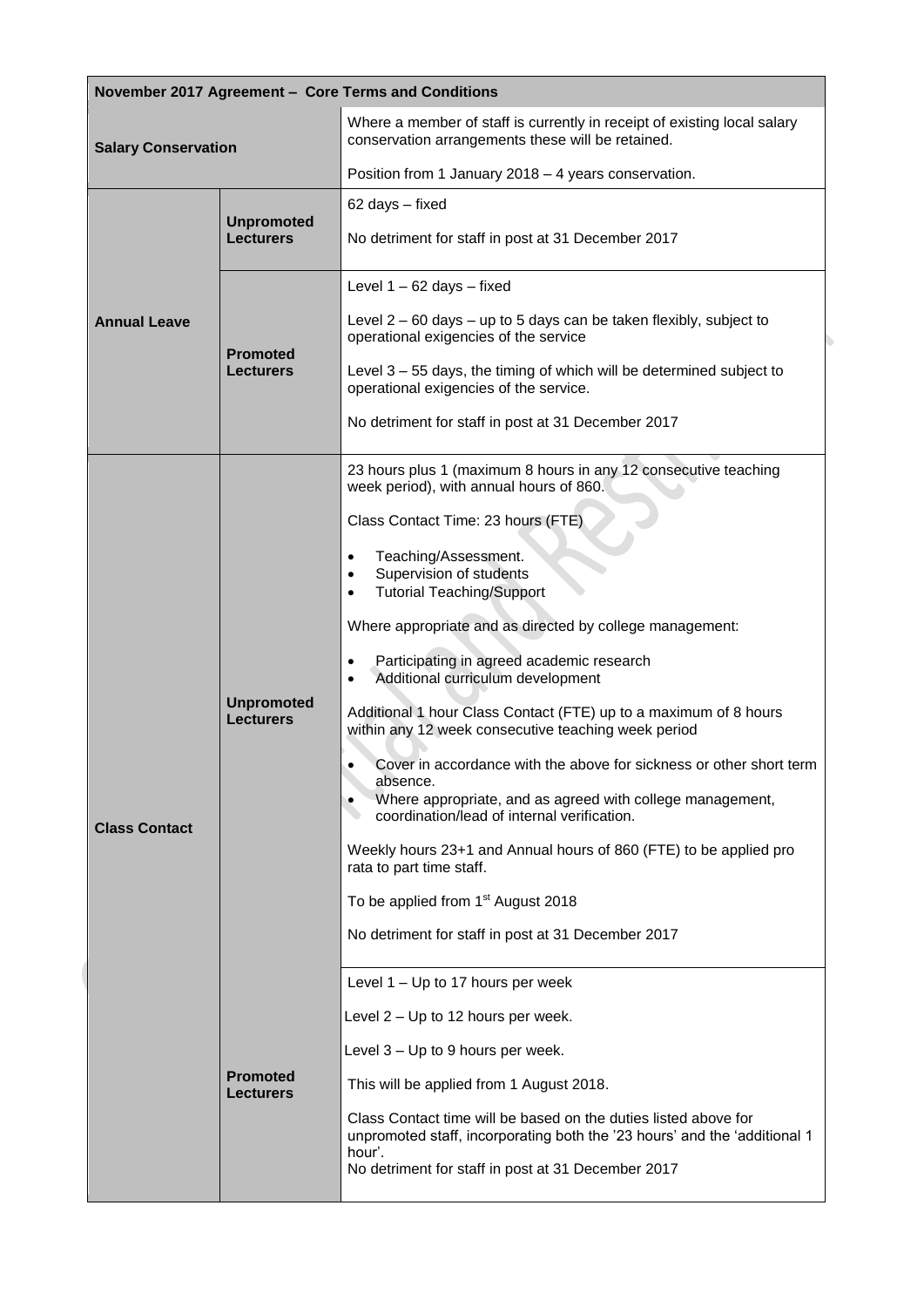| November 2017 Agreement – Core Terms and Conditions | | |
|---|---|---|
| **Salary Conservation** | | Where a member of staff is currently in receipt of existing local salary conservation arrangements these will be retained.<br><br>Position from 1 January 2018 – 4 years conservation. |
| **Annual Leave** | **Unpromoted Lecturers** | 62 days – fixed<br><br>No detriment for staff in post at 31 December 2017 |
| | **Promoted Lecturers** | Level 1 – 62 days – fixed<br><br>Level 2 – 60 days – up to 5 days can be taken flexibly, subject to operational exigencies of the service<br><br>Level 3 – 55 days, the timing of which will be determined subject to operational exigencies of the service.<br><br>No detriment for staff in post at 31 December 2017 |
| **Class Contact** | **Unpromoted Lecturers** | 23 hours plus 1 (maximum 8 hours in any 12 consecutive teaching week period), with annual hours of 860.<br><br>Class Contact Time: 23 hours (FTE)<br><br>• Teaching/Assessment.<br>• Supervision of students<br>• Tutorial Teaching/Support<br><br>Where appropriate and as directed by college management:<br><br>• Participating in agreed academic research<br>• Additional curriculum development<br><br>Additional 1 hour Class Contact (FTE) up to a maximum of 8 hours within any 12 week consecutive teaching week period<br><br>• Cover in accordance with the above for sickness or other short term absence.<br>• Where appropriate, and as agreed with college management, coordination/lead of internal verification.<br><br>Weekly hours 23+1 and Annual hours of 860 (FTE) to be applied pro rata to part time staff.<br><br>To be applied from 1st August 2018<br><br>No detriment for staff in post at 31 December 2017 |
| | **Promoted Lecturers** | Level 1 – Up to 17 hours per week<br><br>Level 2 – Up to 12 hours per week.<br><br>Level 3 – Up to 9 hours per week.<br><br>This will be applied from 1 August 2018.<br><br>Class Contact time will be based on the duties listed above for unpromoted staff, incorporating both the '23 hours' and the 'additional 1 hour'.<br>No detriment for staff in post at 31 December 2017 |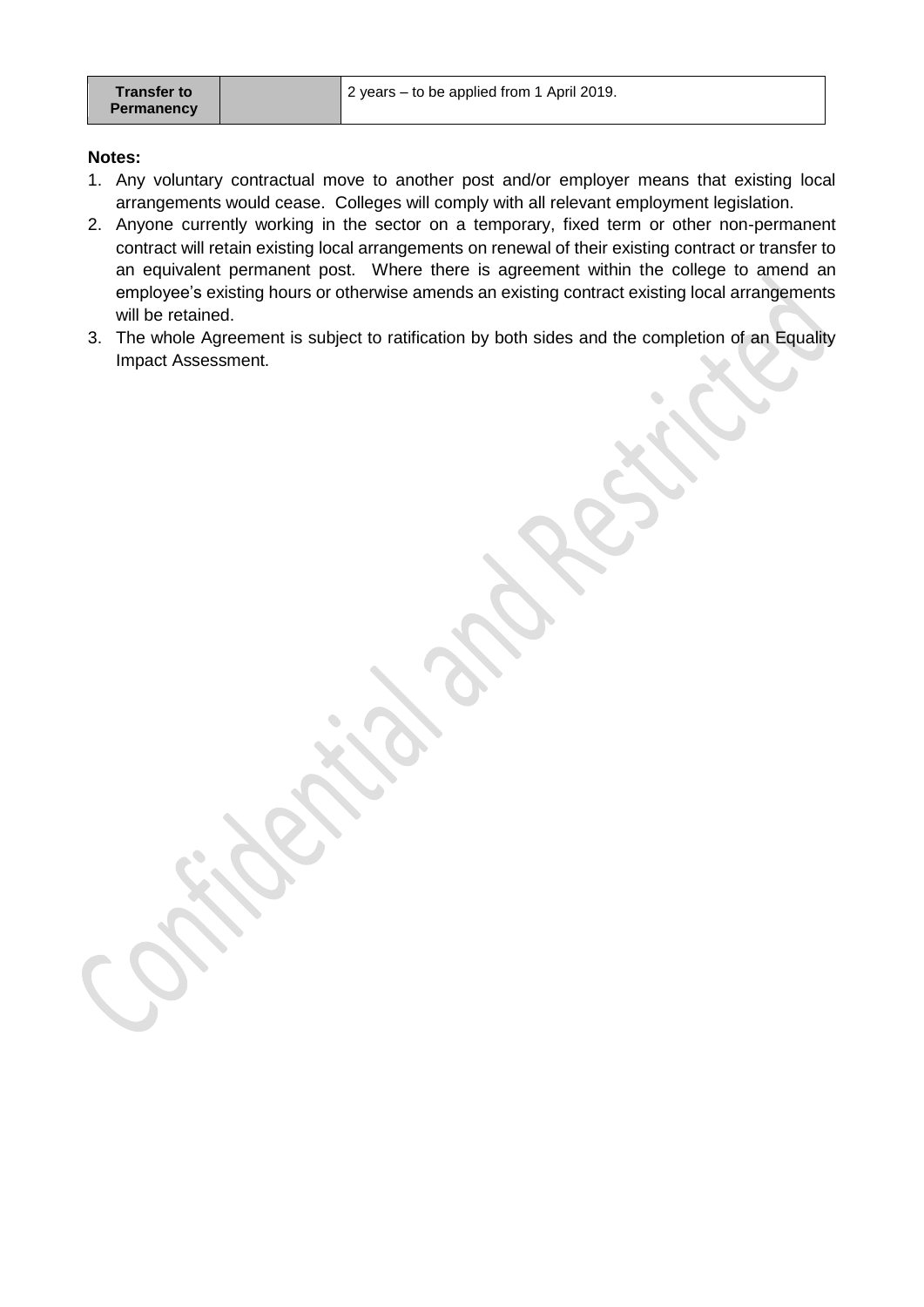| | | |
|---|---|---|
| **Transfer to Permanency** | | 2 years – to be applied from 1 April 2019. |

**Notes:**

1. Any voluntary contractual move to another post and/or employer means that existing local arrangements would cease. Colleges will comply with all relevant employment legislation.
2. Anyone currently working in the sector on a temporary, fixed term or other non-permanent contract will retain existing local arrangements on renewal of their existing contract or transfer to an equivalent permanent post. Where there is agreement within the college to amend an employee's existing hours or otherwise amends an existing contract existing local arrangements will be retained.
3. The whole Agreement is subject to ratification by both sides and the completion of an Equality Impact Assessment.